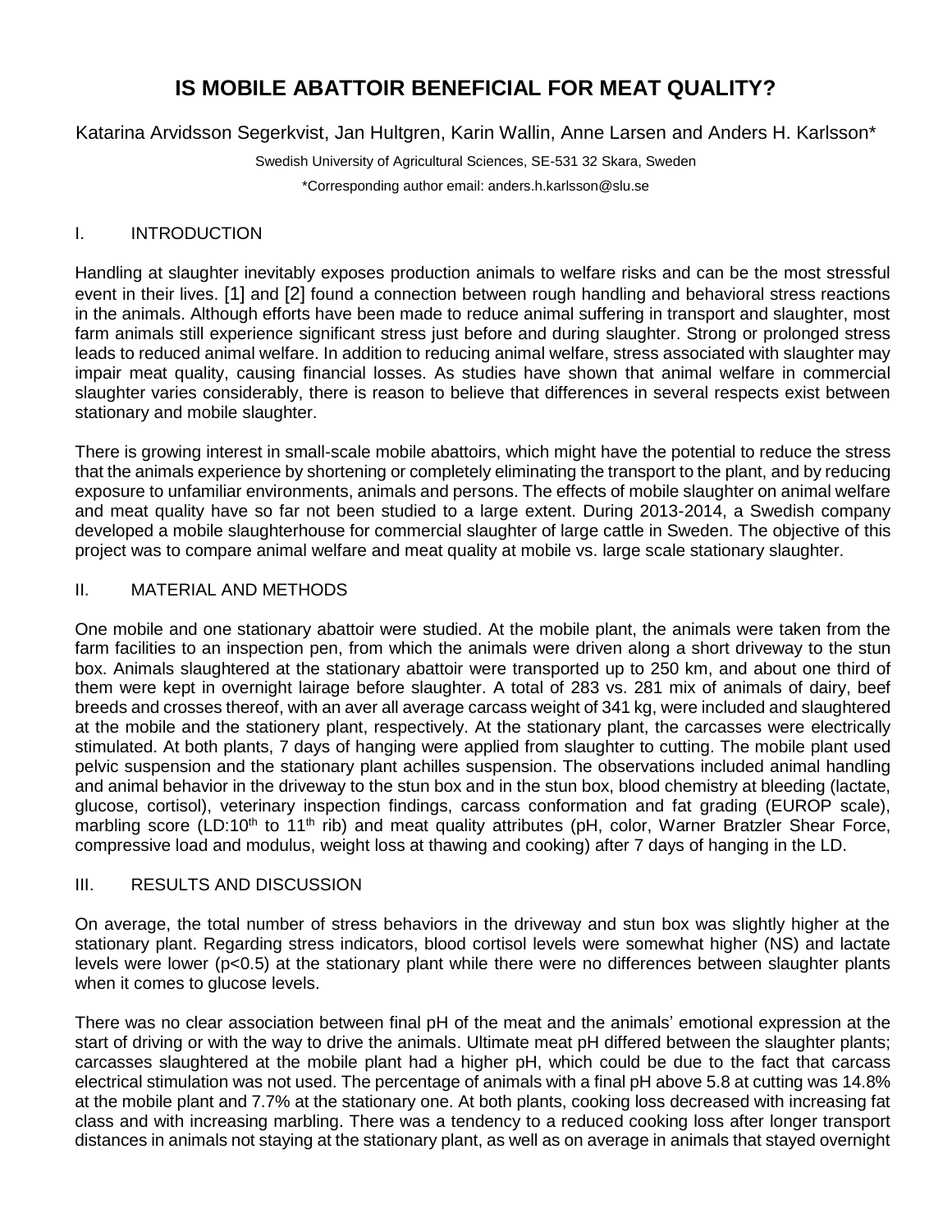# IS MOBILE ABATTOIR BENEFICIAL FOR MEAT QUALITY?

Katarina Arvidsson Segerkvist, Jan Hultgren, Karin Wallin, Anne Larsen and Anders H. Karlsson*

Swedish University of Agricultural Sciences, SE-531 32 Skara, Sweden

*Corresponding author email: anders.h.karlsson@slu.se

## I. INTRODUCTION

Handling at slaughter inevitably exposes production animals to welfare risks and can be the most stressful event in their lives. [1] and [2] found a connection between rough handling and behavioral stress reactions in the animals. Although efforts have been made to reduce animal suffering in transport and slaughter, most farm animals still experience significant stress just before and during slaughter. Strong or prolonged stress leads to reduced animal welfare. In addition to reducing animal welfare, stress associated with slaughter may impair meat quality, causing financial losses. As studies have shown that animal welfare in commercial slaughter varies considerably, there is reason to believe that differences in several respects exist between stationary and mobile slaughter.

There is growing interest in small-scale mobile abattoirs, which might have the potential to reduce the stress that the animals experience by shortening or completely eliminating the transport to the plant, and by reducing exposure to unfamiliar environments, animals and persons. The effects of mobile slaughter on animal welfare and meat quality have so far not been studied to a large extent. During 2013-2014, a Swedish company developed a mobile slaughterhouse for commercial slaughter of large cattle in Sweden. The objective of this project was to compare animal welfare and meat quality at mobile vs. large scale stationary slaughter.

## II. MATERIAL AND METHODS

One mobile and one stationary abattoir were studied. At the mobile plant, the animals were taken from the farm facilities to an inspection pen, from which the animals were driven along a short driveway to the stun box. Animals slaughtered at the stationary abattoir were transported up to 250 km, and about one third of them were kept in overnight lairage before slaughter. A total of 283 vs. 281 mix of animals of dairy, beef breeds and crosses thereof, with an aver all average carcass weight of 341 kg, were included and slaughtered at the mobile and the stationery plant, respectively. At the stationary plant, the carcasses were electrically stimulated. At both plants, 7 days of hanging were applied from slaughter to cutting. The mobile plant used pelvic suspension and the stationary plant achilles suspension. The observations included animal handling and animal behavior in the driveway to the stun box and in the stun box, blood chemistry at bleeding (lactate, glucose, cortisol), veterinary inspection findings, carcass conformation and fat grading (EUROP scale), marbling score (LD:10th to 11th rib) and meat quality attributes (pH, color, Warner Bratzler Shear Force, compressive load and modulus, weight loss at thawing and cooking) after 7 days of hanging in the LD.

## III. RESULTS AND DISCUSSION

On average, the total number of stress behaviors in the driveway and stun box was slightly higher at the stationary plant. Regarding stress indicators, blood cortisol levels were somewhat higher (NS) and lactate levels were lower ($p<0.5$) at the stationary plant while there were no differences between slaughter plants when it comes to glucose levels.

There was no clear association between final pH of the meat and the animals' emotional expression at the start of driving or with the way to drive the animals. Ultimate meat pH differed between the slaughter plants; carcasses slaughtered at the mobile plant had a higher pH, which could be due to the fact that carcass electrical stimulation was not used. The percentage of animals with a final pH above 5.8 at cutting was 14.8% at the mobile plant and 7.7% at the stationary one. At both plants, cooking loss decreased with increasing fat class and with increasing marbling. There was a tendency to a reduced cooking loss after longer transport distances in animals not staying at the stationary plant, as well as on average in animals that stayed overnight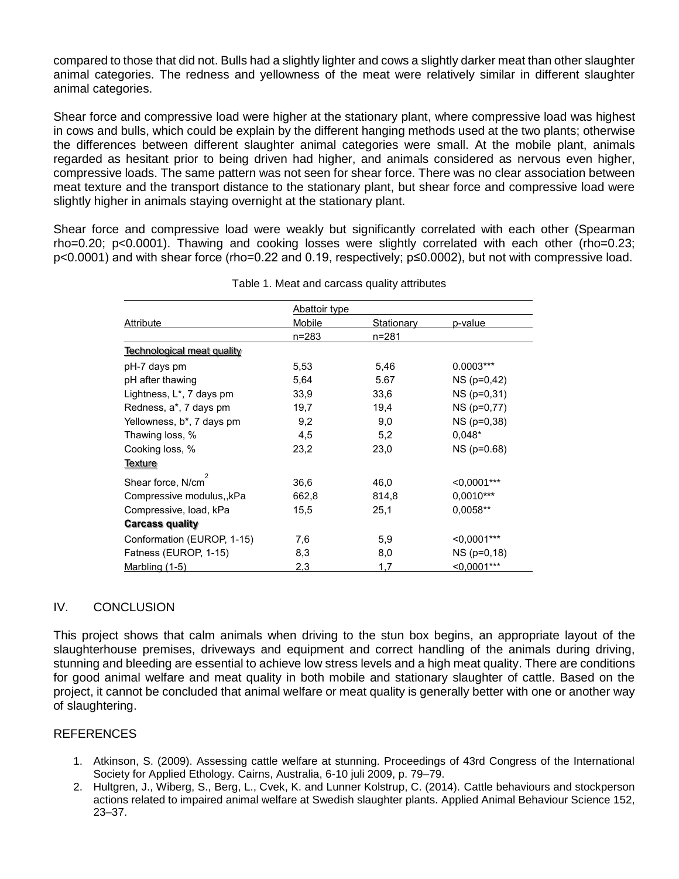compared to those that did not. Bulls had a slightly lighter and cows a slightly darker meat than other slaughter animal categories. The redness and yellowness of the meat were relatively similar in different slaughter animal categories.

Shear force and compressive load were higher at the stationary plant, where compressive load was highest in cows and bulls, which could be explain by the different hanging methods used at the two plants; otherwise the differences between different slaughter animal categories were small. At the mobile plant, animals regarded as hesitant prior to being driven had higher, and animals considered as nervous even higher, compressive loads. The same pattern was not seen for shear force. There was no clear association between meat texture and the transport distance to the stationary plant, but shear force and compressive load were slightly higher in animals staying overnight at the stationary plant.

Shear force and compressive load were weakly but significantly correlated with each other (Spearman rho=0.20; p<0.0001). Thawing and cooking losses were slightly correlated with each other (rho=0.23; p<0.0001) and with shear force (rho=0.22 and 0.19, respectively; p≤0.0002), but not with compressive load.

Table 1. Meat and carcass quality attributes

| | Abattoir type | | |
|---|---|---|---|
| Attribute | Mobile | Stationary | p-value |
| | n=283 | n=281 | |
| **Technological meat quality** | | | |
| pH-7 days pm | 5,53 | 5,46 | 0.0003*** |
| pH after thawing | 5,64 | 5.67 | NS (p=0,42) |
| Lightness, L*, 7 days pm | 33,9 | 33,6 | NS (p=0,31) |
| Redness, a*, 7 days pm | 19,7 | 19,4 | NS (p=0,77) |
| Yellowness, b*, 7 days pm | 9,2 | 9,0 | NS (p=0,38) |
| Thawing loss, % | 4,5 | 5,2 | 0,048* |
| Cooking loss, % | 23,2 | 23,0 | NS (p=0.68) |
| **Texture** | | | |
| Shear force, N/cm$^2$ | 36,6 | 46,0 | <0,0001*** |
| Compressive modulus,,kPa | 662,8 | 814,8 | 0,0010*** |
| Compressive, load, kPa | 15,5 | 25,1 | 0,0058** |
| **Carcass quality** | | | |
| Conformation (EUROP, 1-15) | 7,6 | 5,9 | <0,0001*** |
| Fatness (EUROP, 1-15) | 8,3 | 8,0 | NS (p=0,18) |
| Marbling (1-5) | 2,3 | 1,7 | <0,0001*** |

## IV. CONCLUSION

This project shows that calm animals when driving to the stun box begins, an appropriate layout of the slaughterhouse premises, driveways and equipment and correct handling of the animals during driving, stunning and bleeding are essential to achieve low stress levels and a high meat quality. There are conditions for good animal welfare and meat quality in both mobile and stationary slaughter of cattle. Based on the project, it cannot be concluded that animal welfare or meat quality is generally better with one or another way of slaughtering.

## REFERENCES

1. Atkinson, S. (2009). Assessing cattle welfare at stunning. Proceedings of 43rd Congress of the International Society for Applied Ethology. Cairns, Australia, 6-10 juli 2009, p. 79–79.
2. Hultgren, J., Wiberg, S., Berg, L., Cvek, K. and Lunner Kolstrup, C. (2014). Cattle behaviours and stockperson actions related to impaired animal welfare at Swedish slaughter plants. Applied Animal Behaviour Science 152, 23–37.